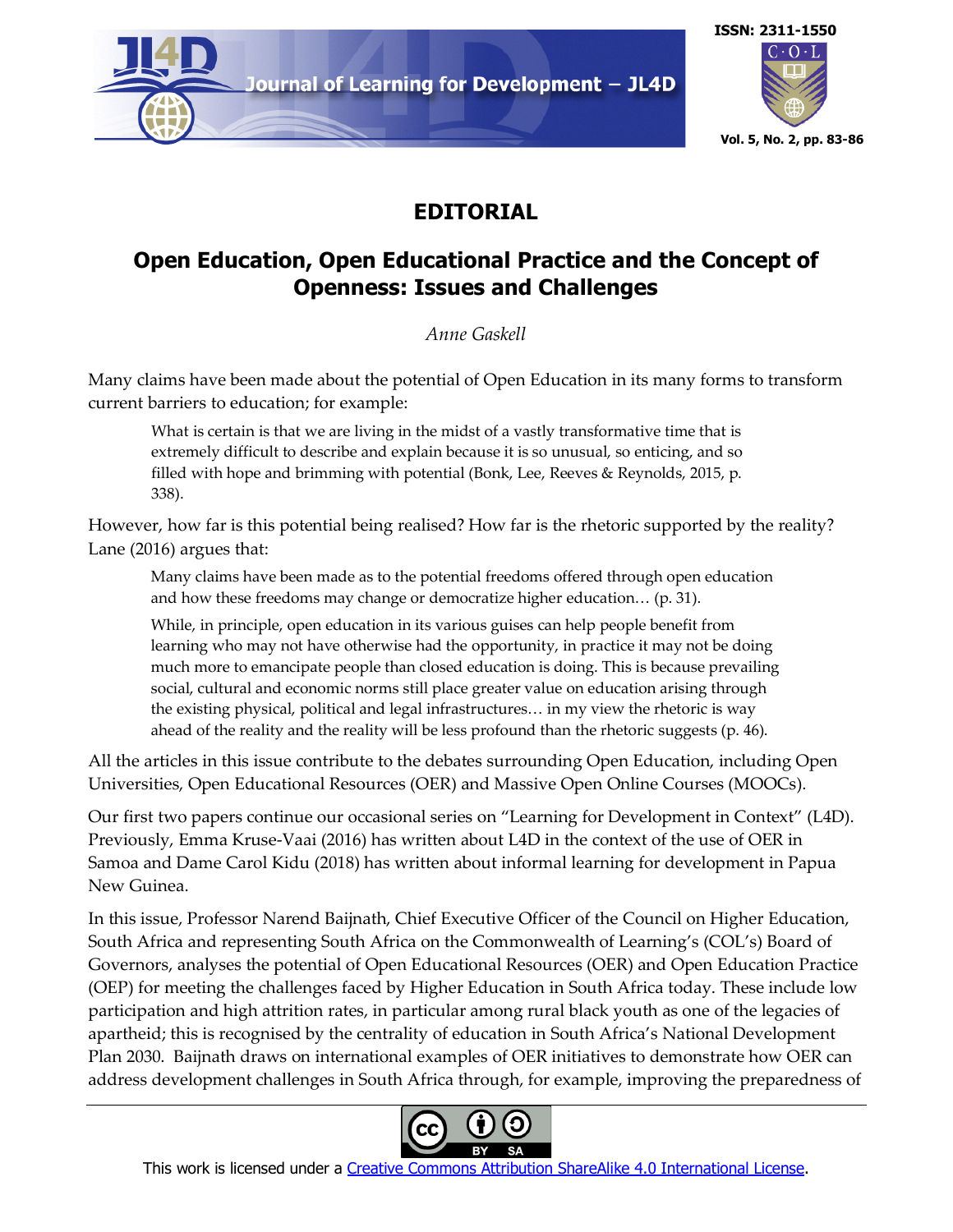# EDITORIAL

## Open Education, Open Educational Practice and the Concept of Openness: Issues and Challenges

*Anne Gaskell*

Many claims have been made about the potential of Open Education in its many forms to transform current barriers to education; for example:

> What is certain is that we are living in the midst of a vastly transformative time that is extremely difficult to describe and explain because it is so unusual, so enticing, and so filled with hope and brimming with potential (Bonk, Lee, Reeves & Reynolds, 2015, p. 338).

However, how far is this potential being realised? How far is the rhetoric supported by the reality? Lane (2016) argues that:

> Many claims have been made as to the potential freedoms offered through open education and how these freedoms may change or democratize higher education… (p. 31).
>
> While, in principle, open education in its various guises can help people benefit from learning who may not have otherwise had the opportunity, in practice it may not be doing much more to emancipate people than closed education is doing. This is because prevailing social, cultural and economic norms still place greater value on education arising through the existing physical, political and legal infrastructures… in my view the rhetoric is way ahead of the reality and the reality will be less profound than the rhetoric suggests (p. 46).

All the articles in this issue contribute to the debates surrounding Open Education, including Open Universities, Open Educational Resources (OER) and Massive Open Online Courses (MOOCs).

Our first two papers continue our occasional series on "Learning for Development in Context" (L4D). Previously, Emma Kruse-Vaai (2016) has written about L4D in the context of the use of OER in Samoa and Dame Carol Kidu (2018) has written about informal learning for development in Papua New Guinea.

In this issue, Professor Narend Baijnath, Chief Executive Officer of the Council on Higher Education, South Africa and representing South Africa on the Commonwealth of Learning's (COL's) Board of Governors, analyses the potential of Open Educational Resources (OER) and Open Education Practice (OEP) for meeting the challenges faced by Higher Education in South Africa today. These include low participation and high attrition rates, in particular among rural black youth as one of the legacies of apartheid; this is recognised by the centrality of education in South Africa's National Development Plan 2030. Baijnath draws on international examples of OER initiatives to demonstrate how OER can address development challenges in South Africa through, for example, improving the preparedness of

This work is licensed under a Creative Commons Attribution ShareAlike 4.0 International License.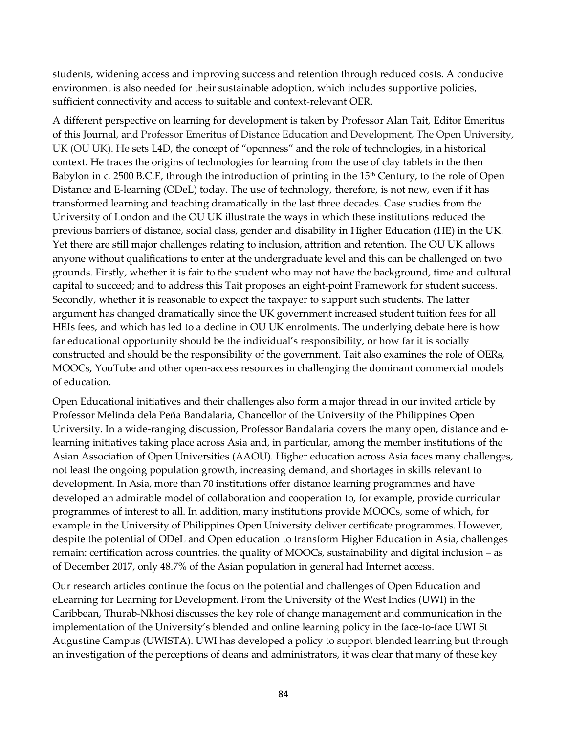students, widening access and improving success and retention through reduced costs. A conducive environment is also needed for their sustainable adoption, which includes supportive policies, sufficient connectivity and access to suitable and context-relevant OER.

A different perspective on learning for development is taken by Professor Alan Tait, Editor Emeritus of this Journal, and Professor Emeritus of Distance Education and Development, The Open University, UK (OU UK). He sets L4D, the concept of "openness" and the role of technologies, in a historical context. He traces the origins of technologies for learning from the use of clay tablets in the then Babylon in c. 2500 B.C.E, through the introduction of printing in the 15th Century, to the role of Open Distance and E-learning (ODeL) today. The use of technology, therefore, is not new, even if it has transformed learning and teaching dramatically in the last three decades. Case studies from the University of London and the OU UK illustrate the ways in which these institutions reduced the previous barriers of distance, social class, gender and disability in Higher Education (HE) in the UK. Yet there are still major challenges relating to inclusion, attrition and retention. The OU UK allows anyone without qualifications to enter at the undergraduate level and this can be challenged on two grounds. Firstly, whether it is fair to the student who may not have the background, time and cultural capital to succeed; and to address this Tait proposes an eight-point Framework for student success. Secondly, whether it is reasonable to expect the taxpayer to support such students. The latter argument has changed dramatically since the UK government increased student tuition fees for all HEIs fees, and which has led to a decline in OU UK enrolments. The underlying debate here is how far educational opportunity should be the individual's responsibility, or how far it is socially constructed and should be the responsibility of the government. Tait also examines the role of OERs, MOOCs, YouTube and other open-access resources in challenging the dominant commercial models of education.

Open Educational initiatives and their challenges also form a major thread in our invited article by Professor Melinda dela Peña Bandalaria, Chancellor of the University of the Philippines Open University. In a wide-ranging discussion, Professor Bandalaria covers the many open, distance and e-learning initiatives taking place across Asia and, in particular, among the member institutions of the Asian Association of Open Universities (AAOU). Higher education across Asia faces many challenges, not least the ongoing population growth, increasing demand, and shortages in skills relevant to development. In Asia, more than 70 institutions offer distance learning programmes and have developed an admirable model of collaboration and cooperation to, for example, provide curricular programmes of interest to all. In addition, many institutions provide MOOCs, some of which, for example in the University of Philippines Open University deliver certificate programmes. However, despite the potential of ODeL and Open education to transform Higher Education in Asia, challenges remain: certification across countries, the quality of MOOCs, sustainability and digital inclusion – as of December 2017, only 48.7% of the Asian population in general had Internet access.

Our research articles continue the focus on the potential and challenges of Open Education and eLearning for Learning for Development. From the University of the West Indies (UWI) in the Caribbean, Thurab-Nkhosi discusses the key role of change management and communication in the implementation of the University's blended and online learning policy in the face-to-face UWI St Augustine Campus (UWISTA). UWI has developed a policy to support blended learning but through an investigation of the perceptions of deans and administrators, it was clear that many of these key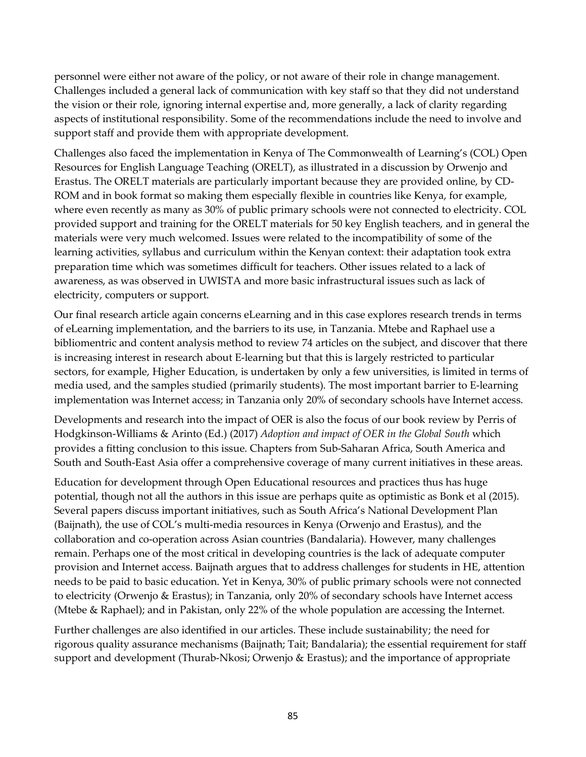personnel were either not aware of the policy, or not aware of their role in change management. Challenges included a general lack of communication with key staff so that they did not understand the vision or their role, ignoring internal expertise and, more generally, a lack of clarity regarding aspects of institutional responsibility. Some of the recommendations include the need to involve and support staff and provide them with appropriate development.

Challenges also faced the implementation in Kenya of The Commonwealth of Learning's (COL) Open Resources for English Language Teaching (ORELT), as illustrated in a discussion by Orwenjo and Erastus. The ORELT materials are particularly important because they are provided online, by CD-ROM and in book format so making them especially flexible in countries like Kenya, for example, where even recently as many as 30% of public primary schools were not connected to electricity. COL provided support and training for the ORELT materials for 50 key English teachers, and in general the materials were very much welcomed. Issues were related to the incompatibility of some of the learning activities, syllabus and curriculum within the Kenyan context: their adaptation took extra preparation time which was sometimes difficult for teachers. Other issues related to a lack of awareness, as was observed in UWISTA and more basic infrastructural issues such as lack of electricity, computers or support.

Our final research article again concerns eLearning and in this case explores research trends in terms of eLearning implementation, and the barriers to its use, in Tanzania. Mtebe and Raphael use a bibliomentric and content analysis method to review 74 articles on the subject, and discover that there is increasing interest in research about E-learning but that this is largely restricted to particular sectors, for example, Higher Education, is undertaken by only a few universities, is limited in terms of media used, and the samples studied (primarily students). The most important barrier to E-learning implementation was Internet access; in Tanzania only 20% of secondary schools have Internet access.

Developments and research into the impact of OER is also the focus of our book review by Perris of Hodgkinson-Williams & Arinto (Ed.) (2017) *Adoption and impact of OER in the Global South* which provides a fitting conclusion to this issue. Chapters from Sub-Saharan Africa, South America and South and South-East Asia offer a comprehensive coverage of many current initiatives in these areas.

Education for development through Open Educational resources and practices thus has huge potential, though not all the authors in this issue are perhaps quite as optimistic as Bonk et al (2015). Several papers discuss important initiatives, such as South Africa's National Development Plan (Baijnath), the use of COL's multi-media resources in Kenya (Orwenjo and Erastus), and the collaboration and co-operation across Asian countries (Bandalaria). However, many challenges remain. Perhaps one of the most critical in developing countries is the lack of adequate computer provision and Internet access. Baijnath argues that to address challenges for students in HE, attention needs to be paid to basic education. Yet in Kenya, 30% of public primary schools were not connected to electricity (Orwenjo & Erastus); in Tanzania, only 20% of secondary schools have Internet access (Mtebe & Raphael); and in Pakistan, only 22% of the whole population are accessing the Internet.

Further challenges are also identified in our articles. These include sustainability; the need for rigorous quality assurance mechanisms (Baijnath; Tait; Bandalaria); the essential requirement for staff support and development (Thurab-Nkosi; Orwenjo & Erastus); and the importance of appropriate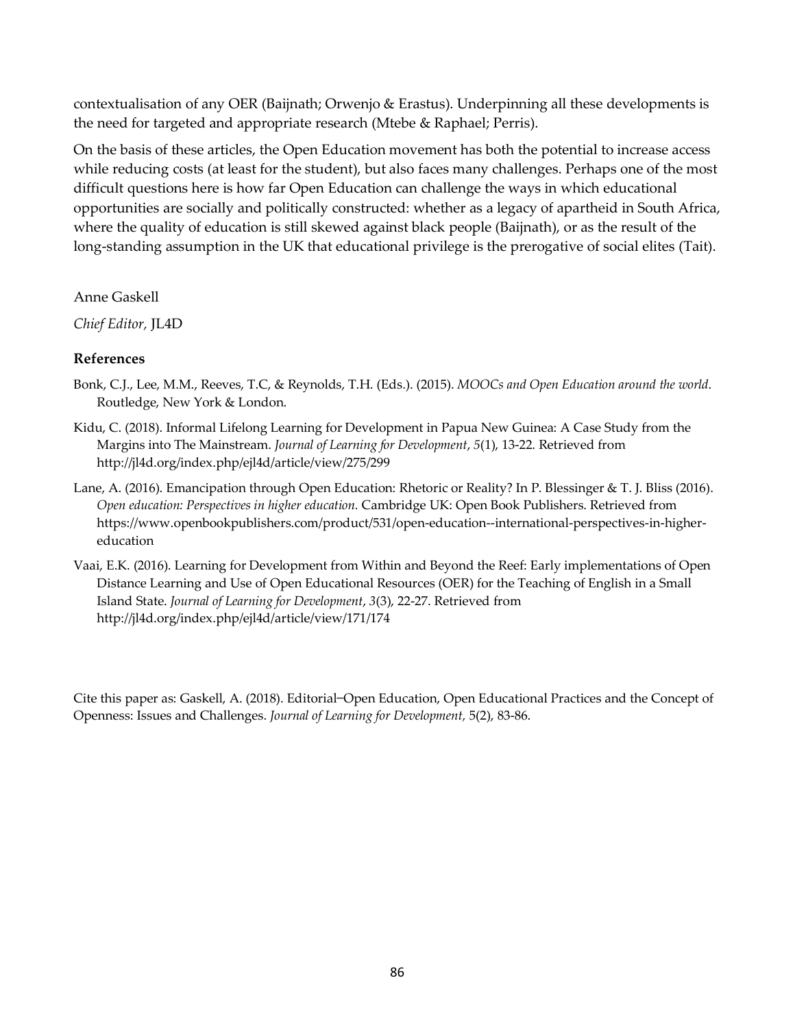contextualisation of any OER (Baijnath; Orwenjo & Erastus). Underpinning all these developments is the need for targeted and appropriate research (Mtebe & Raphael; Perris).

On the basis of these articles, the Open Education movement has both the potential to increase access while reducing costs (at least for the student), but also faces many challenges. Perhaps one of the most difficult questions here is how far Open Education can challenge the ways in which educational opportunities are socially and politically constructed: whether as a legacy of apartheid in South Africa, where the quality of education is still skewed against black people (Baijnath), or as the result of the long-standing assumption in the UK that educational privilege is the prerogative of social elites (Tait).

Anne Gaskell

*Chief Editor,* JL4D

### References

Bonk, C.J., Lee, M.M., Reeves, T.C, & Reynolds, T.H. (Eds.). (2015). *MOOCs and Open Education around the world.* Routledge, New York & London.

Kidu, C. (2018). Informal Lifelong Learning for Development in Papua New Guinea: A Case Study from the Margins into The Mainstream. *Journal of Learning for Development*, *5*(1), 13-22. Retrieved from http://jl4d.org/index.php/ejl4d/article/view/275/299

Lane, A. (2016). Emancipation through Open Education: Rhetoric or Reality? In P. Blessinger & T. J. Bliss (2016). *Open education: Perspectives in higher education.* Cambridge UK: Open Book Publishers. Retrieved from https://www.openbookpublishers.com/product/531/open-education--international-perspectives-in-higher-education

Vaai, E.K. (2016). Learning for Development from Within and Beyond the Reef: Early implementations of Open Distance Learning and Use of Open Educational Resources (OER) for the Teaching of English in a Small Island State. *Journal of Learning for Development*, *3*(3), 22-27. Retrieved from http://jl4d.org/index.php/ejl4d/article/view/171/174

Cite this paper as: Gaskell, A. (2018). Editorial—Open Education, Open Educational Practices and the Concept of Openness: Issues and Challenges. *Journal of Learning for Development,* 5(2), 83-86.